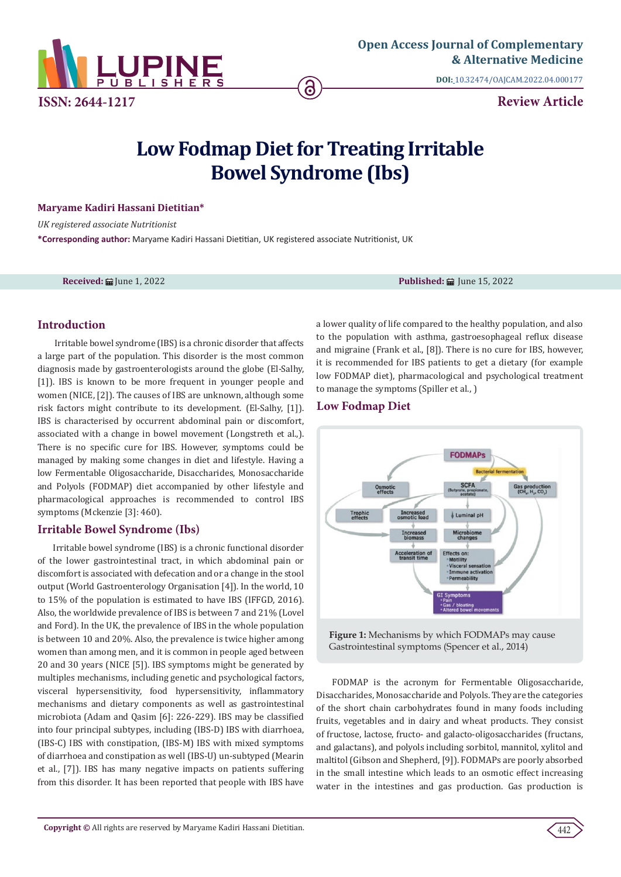Open Access Journal of Complementary & Alternative Medicine

DOI: 10.32474/OAJCAM.2022.04.000177

ISSN: 2644-1217

Review Article

# Low Fodmap Diet for Treating Irritable Bowel Syndrome (Ibs)

**Maryame Kadiri Hassani Dietitian***

*UK registered associate Nutritionist*

***Corresponding author:** Maryame Kadiri Hassani Dietitian, UK registered associate Nutritionist, UK

**Received:** June 1, 2022 **Published:** June 15, 2022

## Introduction

Irritable bowel syndrome (IBS) is a chronic disorder that affects a large part of the population. This disorder is the most common diagnosis made by gastroenterologists around the globe (El-Salhy, [1]). IBS is known to be more frequent in younger people and women (NICE, [2]). The causes of IBS are unknown, although some risk factors might contribute to its development. (El-Salhy, [1]). IBS is characterised by occurrent abdominal pain or discomfort, associated with a change in bowel movement (Longstreth et al.,). There is no specific cure for IBS. However, symptoms could be managed by making some changes in diet and lifestyle. Having a low Fermentable Oligosaccharide, Disaccharides, Monosaccharide and Polyols (FODMAP) diet accompanied by other lifestyle and pharmacological approaches is recommended to control IBS symptoms (Mckenzie [3]: 460).

## Irritable Bowel Syndrome (Ibs)

Irritable bowel syndrome (IBS) is a chronic functional disorder of the lower gastrointestinal tract, in which abdominal pain or discomfort is associated with defecation and or a change in the stool output (World Gastroenterology Organisation [4]). In the world, 10 to 15% of the population is estimated to have IBS (IFFGD, 2016). Also, the worldwide prevalence of IBS is between 7 and 21% (Lovel and Ford). In the UK, the prevalence of IBS in the whole population is between 10 and 20%. Also, the prevalence is twice higher among women than among men, and it is common in people aged between 20 and 30 years (NICE [5]). IBS symptoms might be generated by multiples mechanisms, including genetic and psychological factors, visceral hypersensitivity, food hypersensitivity, inflammatory mechanisms and dietary components as well as gastrointestinal microbiota (Adam and Qasim [6]: 226-229). IBS may be classified into four principal subtypes, including (IBS-D) IBS with diarrhoea, (IBS-C) IBS with constipation, (IBS-M) IBS with mixed symptoms of diarrhoea and constipation as well (IBS-U) un-subtyped (Mearin et al., [7]). IBS has many negative impacts on patients suffering from this disorder. It has been reported that people with IBS have a lower quality of life compared to the healthy population, and also to the population with asthma, gastroesophageal reflux disease and migraine (Frank et al., [8]). There is no cure for IBS, however, it is recommended for IBS patients to get a dietary (for example low FODMAP diet), pharmacological and psychological treatment to manage the symptoms (Spiller et al., )

## Low Fodmap Diet

**Figure 1:** Mechanisms by which FODMAPs may cause Gastrointestinal symptoms (Spencer et al., 2014)

FODMAP is the acronym for Fermentable Oligosaccharide, Disaccharides, Monosaccharide and Polyols. They are the categories of the short chain carbohydrates found in many foods including fruits, vegetables and in dairy and wheat products. They consist of fructose, lactose, fructo- and galacto-oligosaccharides (fructans, and galactans), and polyols including sorbitol, mannitol, xylitol and maltitol (Gibson and Shepherd, [9]). FODMAPs are poorly absorbed in the small intestine which leads to an osmotic effect increasing water in the intestines and gas production. Gas production is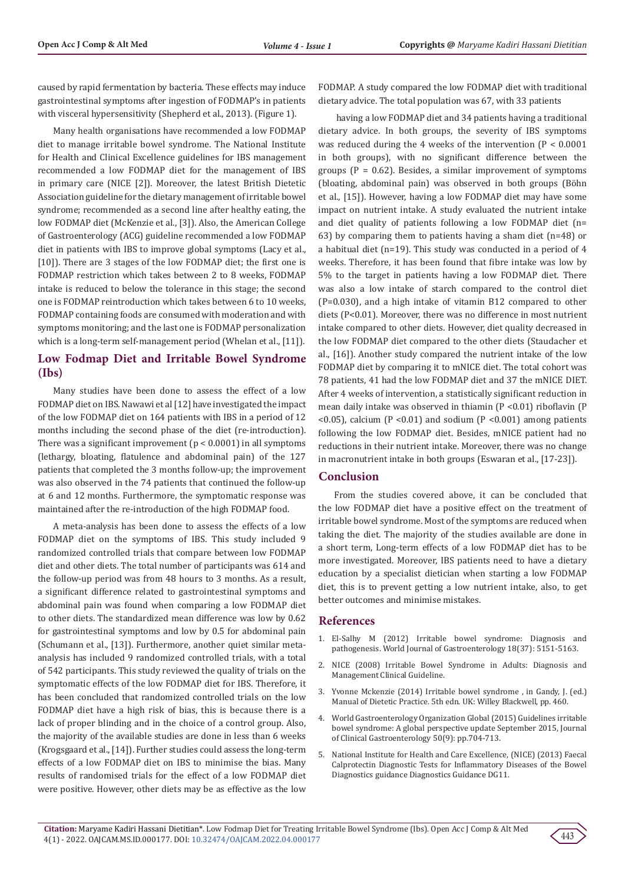caused by rapid fermentation by bacteria. These effects may induce gastrointestinal symptoms after ingestion of FODMAP's in patients with visceral hypersensitivity (Shepherd et al., 2013). (Figure 1).

Many health organisations have recommended a low FODMAP diet to manage irritable bowel syndrome. The National Institute for Health and Clinical Excellence guidelines for IBS management recommended a low FODMAP diet for the management of IBS in primary care (NICE [2]). Moreover, the latest British Dietetic Association guideline for the dietary management of irritable bowel syndrome; recommended as a second line after healthy eating, the low FODMAP diet (McKenzie et al., [3]). Also, the American College of Gastroenterology (ACG) guideline recommended a low FODMAP diet in patients with IBS to improve global symptoms (Lacy et al., [10]). There are 3 stages of the low FODMAP diet; the first one is FODMAP restriction which takes between 2 to 8 weeks, FODMAP intake is reduced to below the tolerance in this stage; the second one is FODMAP reintroduction which takes between 6 to 10 weeks, FODMAP containing foods are consumed with moderation and with symptoms monitoring; and the last one is FODMAP personalization which is a long-term self-management period (Whelan et al., [11]).

## Low Fodmap Diet and Irritable Bowel Syndrome (Ibs)

Many studies have been done to assess the effect of a low FODMAP diet on IBS. Nawawi et al [12] have investigated the impact of the low FODMAP diet on 164 patients with IBS in a period of 12 months including the second phase of the diet (re-introduction). There was a significant improvement ($p < 0.0001$) in all symptoms (lethargy, bloating, flatulence and abdominal pain) of the 127 patients that completed the 3 months follow-up; the improvement was also observed in the 74 patients that continued the follow-up at 6 and 12 months. Furthermore, the symptomatic response was maintained after the re-introduction of the high FODMAP food.

A meta-analysis has been done to assess the effects of a low FODMAP diet on the symptoms of IBS. This study included 9 randomized controlled trials that compare between low FODMAP diet and other diets. The total number of participants was 614 and the follow-up period was from 48 hours to 3 months. As a result, a significant difference related to gastrointestinal symptoms and abdominal pain was found when comparing a low FODMAP diet to other diets. The standardized mean difference was low by 0.62 for gastrointestinal symptoms and low by 0.5 for abdominal pain (Schumann et al., [13]). Furthermore, another quiet similar meta-analysis has included 9 randomized controlled trials, with a total of 542 participants. This study reviewed the quality of trials on the symptomatic effects of the low FODMAP diet for IBS. Therefore, it has been concluded that randomized controlled trials on the low FODMAP diet have a high risk of bias, this is because there is a lack of proper blinding and in the choice of a control group. Also, the majority of the available studies are done in less than 6 weeks (Krogsgaard et al., [14]). Further studies could assess the long-term effects of a low FODMAP diet on IBS to minimise the bias. Many results of randomised trials for the effect of a low FODMAP diet were positive. However, other diets may be as effective as the low FODMAP. A study compared the low FODMAP diet with traditional dietary advice. The total population was 67, with 33 patients

having a low FODMAP diet and 34 patients having a traditional dietary advice. In both groups, the severity of IBS symptoms was reduced during the 4 weeks of the intervention ($P < 0.0001$ in both groups), with no significant difference between the groups ($P = 0.62$). Besides, a similar improvement of symptoms (bloating, abdominal pain) was observed in both groups (Böhn et al., [15]). However, having a low FODMAP diet may have some impact on nutrient intake. A study evaluated the nutrient intake and diet quality of patients following a low FODMAP diet (n= 63) by comparing them to patients having a sham diet (n=48) or a habitual diet (n=19). This study was conducted in a period of 4 weeks. Therefore, it has been found that fibre intake was low by 5% to the target in patients having a low FODMAP diet. There was also a low intake of starch compared to the control diet ($P=0.030$), and a high intake of vitamin B12 compared to other diets ($P<0.01$). Moreover, there was no difference in most nutrient intake compared to other diets. However, diet quality decreased in the low FODMAP diet compared to the other diets (Staudacher et al., [16]). Another study compared the nutrient intake of the low FODMAP diet by comparing it to mNICE diet. The total cohort was 78 patients, 41 had the low FODMAP diet and 37 the mNICE DIET. After 4 weeks of intervention, a statistically significant reduction in mean daily intake was observed in thiamin ($P <0.01$) riboflavin ($P <0.05$), calcium ($P <0.01$) and sodium ($P <0.001$) among patients following the low FODMAP diet. Besides, mNICE patient had no reductions in their nutrient intake. Moreover, there was no change in macronutrient intake in both groups (Eswaran et al., [17-23]).

## Conclusion

From the studies covered above, it can be concluded that the low FODMAP diet have a positive effect on the treatment of irritable bowel syndrome. Most of the symptoms are reduced when taking the diet. The majority of the studies available are done in a short term, Long-term effects of a low FODMAP diet has to be more investigated. Moreover, IBS patients need to have a dietary education by a specialist dietician when starting a low FODMAP diet, this is to prevent getting a low nutrient intake, also, to get better outcomes and minimise mistakes.

## References

1. El-Salhy M (2012) Irritable bowel syndrome: Diagnosis and pathogenesis. World Journal of Gastroenterology 18(37): 5151-5163.
2. NICE (2008) Irritable Bowel Syndrome in Adults: Diagnosis and Management Clinical Guideline.
3. Yvonne Mckenzie (2014) Irritable bowel syndrome , in Gandy, J. (ed.) Manual of Dietetic Practice. 5th edn. UK: Willey Blackwell, pp. 460.
4. World Gastroenterology Organization Global (2015) Guidelines irritable bowel syndrome: A global perspective update September 2015, Journal of Clinical Gastroenterology 50(9): pp.704-713.
5. National Institute for Health and Care Excellence, (NICE) (2013) Faecal Calprotectin Diagnostic Tests for Inflammatory Diseases of the Bowel Diagnostics guidance Diagnostics Guidance DG11.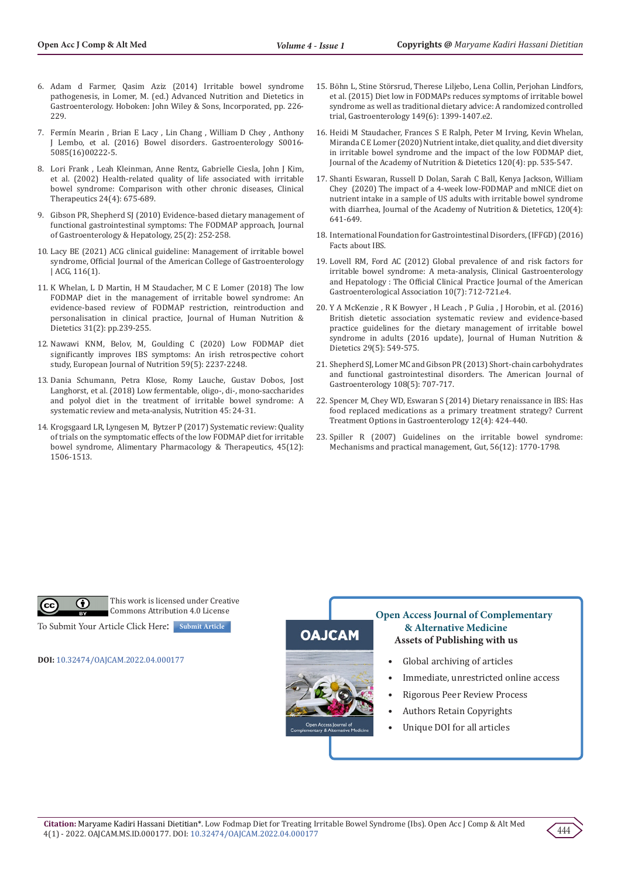6. Adam d Farmer, Qasim Aziz (2014) Irritable bowel syndrome pathogenesis, in Lomer, M. (ed.) Advanced Nutrition and Dietetics in Gastroenterology. Hoboken: John Wiley & Sons, Incorporated, pp. 226-229.

7. Fermín Mearin , Brian E Lacy , Lin Chang , William D Chey , Anthony J Lembo, et al. (2016) Bowel disorders. Gastroenterology S0016-5085(16)00222-5.

8. Lori Frank , Leah Kleinman, Anne Rentz, Gabrielle Ciesla, John J Kim, et al. (2002) Health-related quality of life associated with irritable bowel syndrome: Comparison with other chronic diseases, Clinical Therapeutics 24(4): 675-689.

9. Gibson PR, Shepherd SJ (2010) Evidence-based dietary management of functional gastrointestinal symptoms: The FODMAP approach, Journal of Gastroenterology & Hepatology, 25(2): 252-258.

10. Lacy BE (2021) ACG clinical guideline: Management of irritable bowel syndrome, Official Journal of the American College of Gastroenterology | ACG, 116(1).

11. K Whelan, L D Martin, H M Staudacher, M C E Lomer (2018) The low FODMAP diet in the management of irritable bowel syndrome: An evidence-based review of FODMAP restriction, reintroduction and personalisation in clinical practice, Journal of Human Nutrition & Dietetics 31(2): pp.239-255.

12. Nawawi KNM, Belov, M, Goulding C (2020) Low FODMAP diet significantly improves IBS symptoms: An irish retrospective cohort study, European Journal of Nutrition 59(5): 2237-2248.

13. Dania Schumann, Petra Klose, Romy Lauche, Gustav Dobos, Jost Langhorst, et al. (2018) Low fermentable, oligo-, di-, mono-saccharides and polyol diet in the treatment of irritable bowel syndrome: A systematic review and meta-analysis, Nutrition 45: 24-31.

14. Krogsgaard LR, Lyngesen M, Bytzer P (2017) Systematic review: Quality of trials on the symptomatic effects of the low FODMAP diet for irritable bowel syndrome, Alimentary Pharmacology & Therapeutics, 45(12): 1506-1513.

15. Böhn L, Stine Störsrud, Therese Liljebo, Lena Collin, Perjohan Lindfors, et al. (2015) Diet low in FODMAPs reduces symptoms of irritable bowel syndrome as well as traditional dietary advice: A randomized controlled trial, Gastroenterology 149(6): 1399-1407.e2.

16. Heidi M Staudacher, Frances S E Ralph, Peter M Irving, Kevin Whelan, Miranda C E Lomer (2020) Nutrient intake, diet quality, and diet diversity in irritable bowel syndrome and the impact of the low FODMAP diet, Journal of the Academy of Nutrition & Dietetics 120(4): pp. 535-547.

17. Shanti Eswaran, Russell D Dolan, Sarah C Ball, Kenya Jackson, William Chey (2020) The impact of a 4-week low-FODMAP and mNICE diet on nutrient intake in a sample of US adults with irritable bowel syndrome with diarrhea, Journal of the Academy of Nutrition & Dietetics, 120(4): 641-649.

18. International Foundation for Gastrointestinal Disorders, (IFFGD) (2016) Facts about IBS.

19. Lovell RM, Ford AC (2012) Global prevalence of and risk factors for irritable bowel syndrome: A meta-analysis, Clinical Gastroenterology and Hepatology : The Official Clinical Practice Journal of the American Gastroenterological Association 10(7): 712-721.e4.

20. Y A McKenzie , R K Bowyer , H Leach , P Gulia , J Horobin, et al. (2016) British dietetic association systematic review and evidence-based practice guidelines for the dietary management of irritable bowel syndrome in adults (2016 update), Journal of Human Nutrition & Dietetics 29(5): 549-575.

21. Shepherd SJ, Lomer MC and Gibson PR (2013) Short-chain carbohydrates and functional gastrointestinal disorders. The American Journal of Gastroenterology 108(5): 707-717.

22. Spencer M, Chey WD, Eswaran S (2014) Dietary renaissance in IBS: Has food replaced medications as a primary treatment strategy? Current Treatment Options in Gastroenterology 12(4): 424-440.

23. Spiller R (2007) Guidelines on the irritable bowel syndrome: Mechanisms and practical management, Gut, 56(12): 1770-1798.

This work is licensed under Creative Commons Attribution 4.0 License

To Submit Your Article Click Here: Submit Article

**DOI:** 10.32474/OAJCAM.2022.04.000177

**Open Access Journal of Complementary & Alternative Medicine**

**Assets of Publishing with us**

- Global archiving of articles
- Immediate, unrestricted online access
- Rigorous Peer Review Process
- Authors Retain Copyrights
- Unique DOI for all articles

**Citation:** Maryame Kadiri Hassani Dietitian*. Low Fodmap Diet for Treating Irritable Bowel Syndrome (Ibs). Open Acc J Comp & Alt Med 4(1) - 2022. OAJCAM.MS.ID.000177. DOI: 10.32474/OAJCAM.2022.04.000177